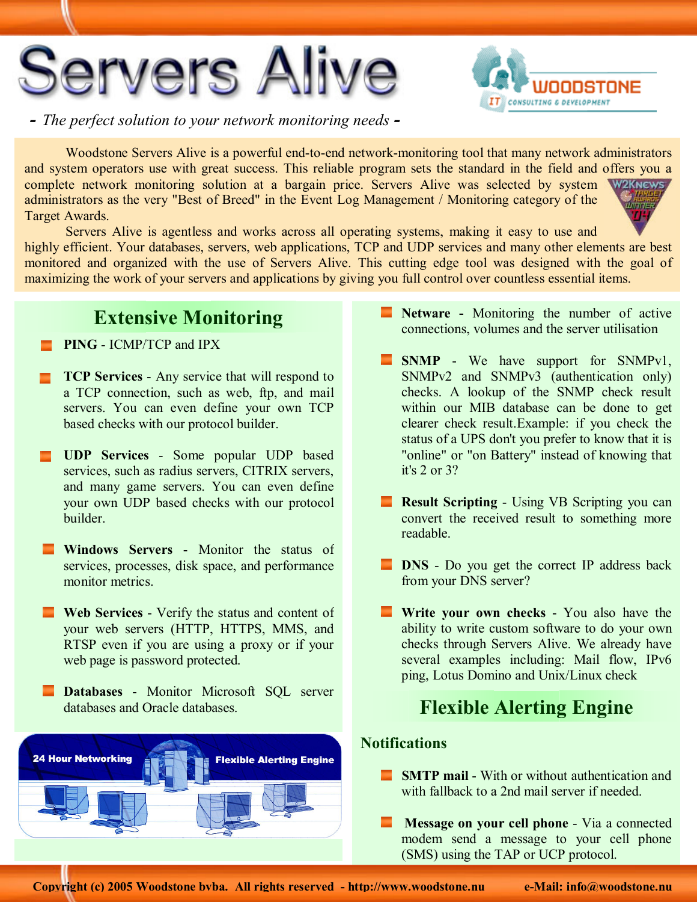# Servers Alive

*- The perfect solution to your network monitoring needs -*

Woodstone Servers Alive is a powerful end-to-end network-monitoring tool that many network administrators and system operators use with great success. This reliable program sets the standard in the field and offers you a complete network monitoring solution at a bargain price. Servers Alive was selected by system administrators as the very "Best of Breed" in the Event Log Management / Monitoring category of the Target Awards.

Servers Alive is agentless and works across all operating systems, making it easy to use and highly efficient. Your databases, servers, web applications, TCP and UDP services and many other elements are best monitored and organized with the use of Servers Alive. This cutting edge tool was designed with the goal of maximizing the work of your servers and applications by giving you full control over countless essential items.

## Extensive Monitoring

- **PING** - ICMP/TCP and IPX
- **TCP Services** - Any service that will respond to a TCP connection, such as web, ftp, and mail servers. You can even define your own TCP based checks with our protocol builder.
- **UDP Services** - Some popular UDP based services, such as radius servers, CITRIX servers, and many game servers. You can even define your own UDP based checks with our protocol builder.
- **Windows Servers** - Monitor the status of services, processes, disk space, and performance monitor metrics.
- **Web Services** - Verify the status and content of your web servers (HTTP, HTTPS, MMS, and RTSP even if you are using a proxy or if your web page is password protected.
- **Databases** - Monitor Microsoft SQL server databases and Oracle databases.
- **Netware** - Monitoring the number of active connections, volumes and the server utilisation
- **SNMP** - We have support for SNMPv1, SNMPv2 and SNMPv3 (authentication only) checks. A lookup of the SNMP check result within our MIB database can be done to get clearer check result.Example: if you check the status of a UPS don't you prefer to know that it is "online" or "on Battery" instead of knowing that it's 2 or 3?
- **Result Scripting** - Using VB Scripting you can convert the received result to something more readable.
- **DNS** - Do you get the correct IP address back from your DNS server?
- **Write your own checks** - You also have the ability to write custom software to do your own checks through Servers Alive. We already have several examples including: Mail flow, IPv6 ping, Lotus Domino and Unix/Linux check

## Flexible Alerting Engine

### Notifications

- **SMTP mail** - With or without authentication and with fallback to a 2nd mail server if needed.
- **Message on your cell phone** - Via a connected modem send a message to your cell phone (SMS) using the TAP or UCP protocol.

**Copyright (c) 2005 Woodstone bvba. All rights reserved - http://www.woodstone.nu e-Mail: info@woodstone.nu**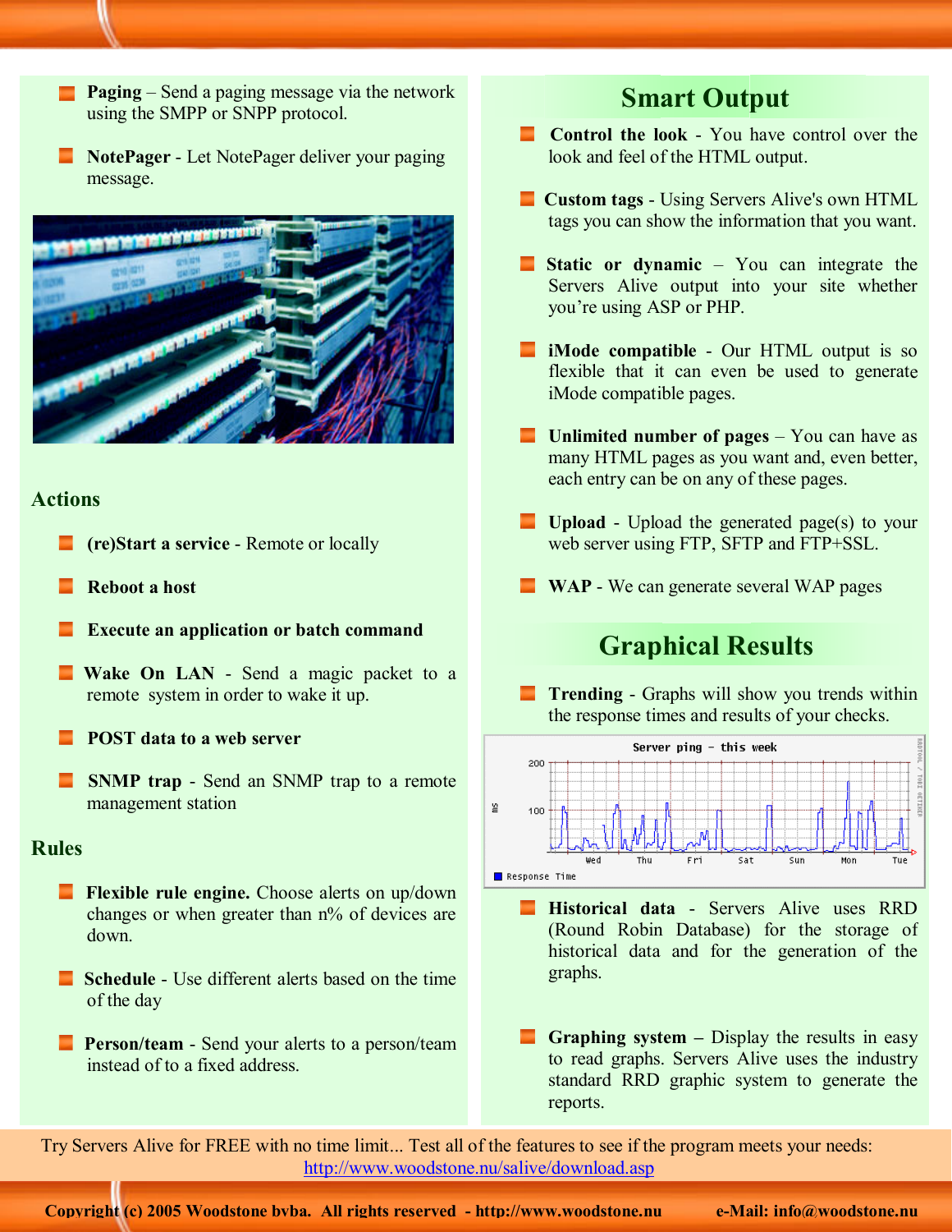- **Paging** – Send a paging message via the network using the SMPP or SNPP protocol.
- **NotePager** - Let NotePager deliver your paging message.

## Actions

- **(re)Start a service** - Remote or locally
- **Reboot a host**
- **Execute an application or batch command**
- **Wake On LAN** - Send a magic packet to a remote system in order to wake it up.
- **POST data to a web server**
- **SNMP trap** - Send an SNMP trap to a remote management station

## Rules

- **Flexible rule engine.** Choose alerts on up/down changes or when greater than n% of devices are down.
- **Schedule** - Use different alerts based on the time of the day
- **Person/team** - Send your alerts to a person/team instead of to a fixed address.

## Smart Output

- **Control the look** - You have control over the look and feel of the HTML output.
- **Custom tags** - Using Servers Alive's own HTML tags you can show the information that you want.
- **Static or dynamic** – You can integrate the Servers Alive output into your site whether you're using ASP or PHP.
- **iMode compatible** - Our HTML output is so flexible that it can even be used to generate iMode compatible pages.
- **Unlimited number of pages** – You can have as many HTML pages as you want and, even better, each entry can be on any of these pages.
- **Upload** - Upload the generated page(s) to your web server using FTP, SFTP and FTP+SSL.
- **WAP** - We can generate several WAP pages

## Graphical Results

- **Trending** - Graphs will show you trends within the response times and results of your checks.

Server ping - this week
200
100
ms
Wed Thu Fri Sat Sun Mon Tue
Response Time

- **Historical data** - Servers Alive uses RRD (Round Robin Database) for the storage of historical data and for the generation of the graphs.
- **Graphing system** – Display the results in easy to read graphs. Servers Alive uses the industry standard RRD graphic system to generate the reports.

Try Servers Alive for FREE with no time limit... Test all of the features to see if the program meets your needs:
http://www.woodstone.nu/salive/download.asp

Copyright (c) 2005 Woodstone bvba. All rights reserved - http://www.woodstone.nu e-Mail: info@woodstone.nu